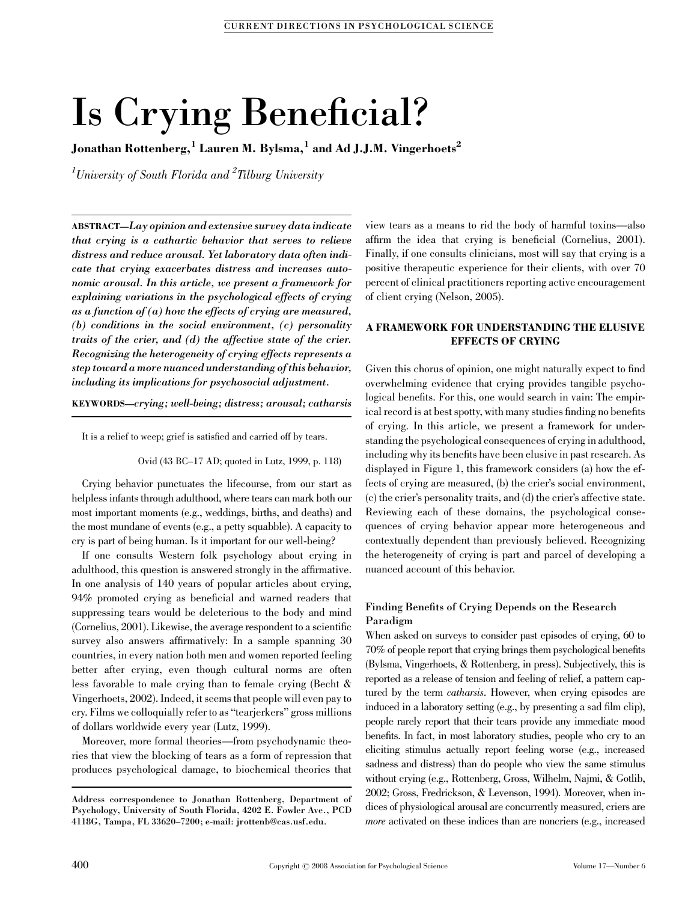# Is Crying Beneficial?

**Jonathan Rottenberg,[1] Lauren M. Bylsma,[1] and Ad J.J.M. Vingerhoets[2]**

*[1]University of South Florida and [2]Tilburg University*

**ABSTRACT**—*Lay opinion and extensive survey data indicate that crying is a cathartic behavior that serves to relieve distress and reduce arousal. Yet laboratory data often indicate that crying exacerbates distress and increases autonomic arousal. In this article, we present a framework for explaining variations in the psychological effects of crying as a function of (a) how the effects of crying are measured, (b) conditions in the social environment, (c) personality traits of the crier, and (d) the affective state of the crier. Recognizing the heterogeneity of crying effects represents a step toward a more nuanced understanding of this behavior, including its implications for psychosocial adjustment.*

**KEYWORDS**—*crying; well-being; distress; arousal; catharsis*

It is a relief to weep; grief is satisfied and carried off by tears.

Ovid (43 BC–17 AD; quoted in Lutz, 1999, p. 118)

Crying behavior punctuates the lifecourse, from our start as helpless infants through adulthood, where tears can mark both our most important moments (e.g., weddings, births, and deaths) and the most mundane of events (e.g., a petty squabble). A capacity to cry is part of being human. Is it important for our well-being?

If one consults Western folk psychology about crying in adulthood, this question is answered strongly in the affirmative. In one analysis of 140 years of popular articles about crying, 94% promoted crying as beneficial and warned readers that suppressing tears would be deleterious to the body and mind (Cornelius, 2001). Likewise, the average respondent to a scientific survey also answers affirmatively: In a sample spanning 30 countries, in every nation both men and women reported feeling better after crying, even though cultural norms are often less favorable to male crying than to female crying (Becht & Vingerhoets, 2002). Indeed, it seems that people will even pay to cry. Films we colloquially refer to as "tearjerkers" gross millions of dollars worldwide every year (Lutz, 1999).

Moreover, more formal theories—from psychodynamic theories that view the blocking of tears as a form of repression that produces psychological damage, to biochemical theories that view tears as a means to rid the body of harmful toxins—also affirm the idea that crying is beneficial (Cornelius, 2001). Finally, if one consults clinicians, most will say that crying is a positive therapeutic experience for their clients, with over 70 percent of clinical practitioners reporting active encouragement of client crying (Nelson, 2005).

**Address correspondence to Jonathan Rottenberg, Department of Psychology, University of South Florida, 4202 E. Fowler Ave., PCD 4118G, Tampa, FL 33620–7200; e-mail: jrottenb@cas.usf.edu.**

## A FRAMEWORK FOR UNDERSTANDING THE ELUSIVE EFFECTS OF CRYING

Given this chorus of opinion, one might naturally expect to find overwhelming evidence that crying provides tangible psychological benefits. For this, one would search in vain: The empirical record is at best spotty, with many studies finding no benefits of crying. In this article, we present a framework for understanding the psychological consequences of crying in adulthood, including why its benefits have been elusive in past research. As displayed in Figure 1, this framework considers (a) how the effects of crying are measured, (b) the crier's social environment, (c) the crier's personality traits, and (d) the crier's affective state. Reviewing each of these domains, the psychological consequences of crying behavior appear more heterogeneous and contextually dependent than previously believed. Recognizing the heterogeneity of crying is part and parcel of developing a nuanced account of this behavior.

### Finding Benefits of Crying Depends on the Research Paradigm

When asked on surveys to consider past episodes of crying, 60 to 70% of people report that crying brings them psychological benefits (Bylsma, Vingerhoets, & Rottenberg, in press). Subjectively, this is reported as a release of tension and feeling of relief, a pattern captured by the term *catharsis*. However, when crying episodes are induced in a laboratory setting (e.g., by presenting a sad film clip), people rarely report that their tears provide any immediate mood benefits. In fact, in most laboratory studies, people who cry to an eliciting stimulus actually report feeling worse (e.g., increased sadness and distress) than do people who view the same stimulus without crying (e.g., Rottenberg, Gross, Wilhelm, Najmi, & Gotlib, 2002; Gross, Fredrickson, & Levenson, 1994). Moreover, when indices of physiological arousal are concurrently measured, criers are *more* activated on these indices than are noncriers (e.g., increased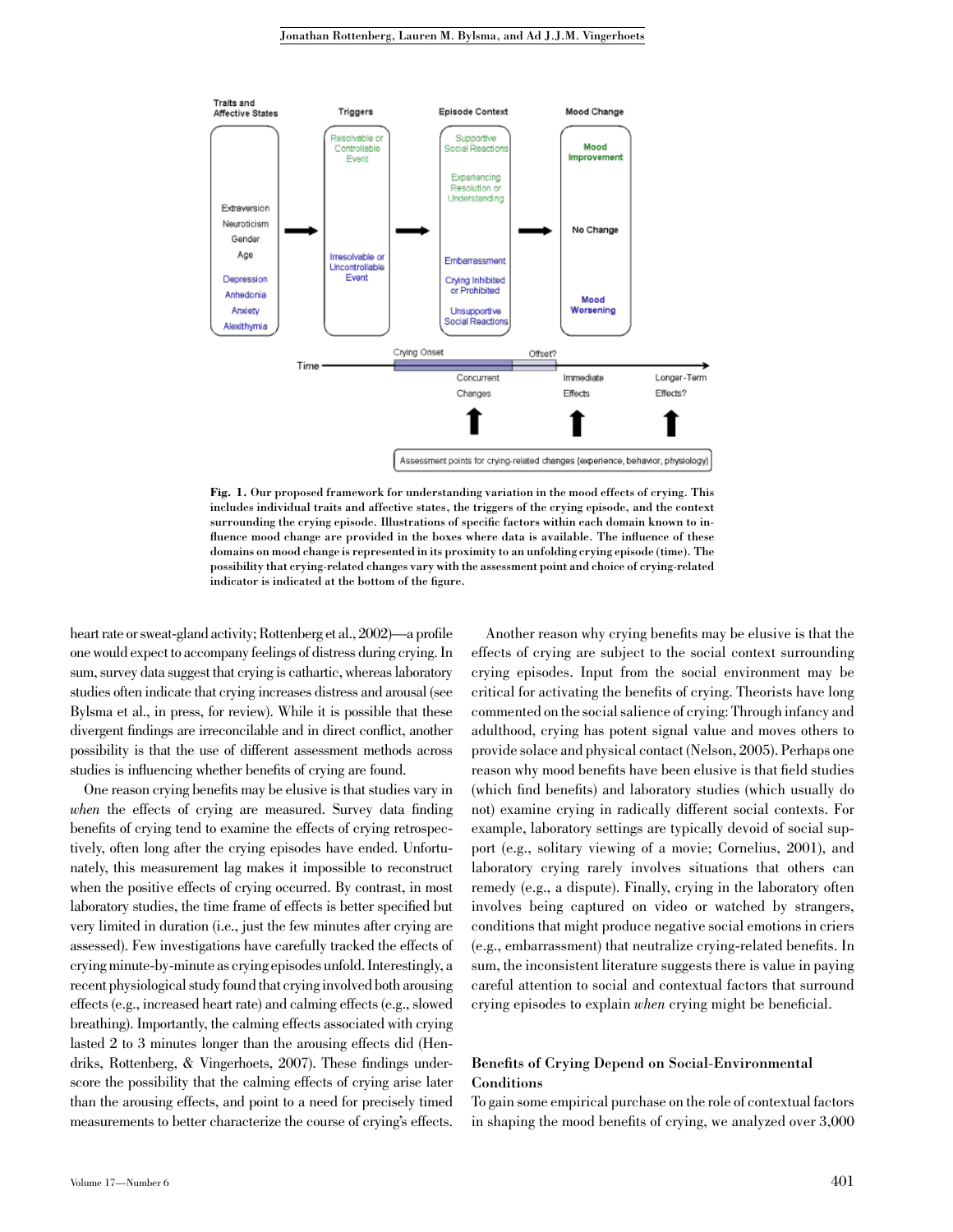Traits and Affective States

Extraversion
Neuroticism
Gender
Age
Depression
Anhedonia
Anxiety
Alexithymia

Triggers

Resolvable or Controllable Event

Irresolvable or Uncontrollable Event

Episode Context

Supportive Social Reactions

Experiencing Resolution or Understanding

Embarrassment

Crying Inhibited or Prohibited

Unsupportive Social Reactions

Mood Change

Mood Improvement

No Change

Mood Worsening

Time

Crying Onset

Offset?

Concurrent Changes

Immediate Effects

Longer-Term Effects?

Assessment points for crying-related changes (experience, behavior, physiology)

**Fig. 1.** Our proposed framework for understanding variation in the mood effects of crying. This includes individual traits and affective states, the triggers of the crying episode, and the context surrounding the crying episode. Illustrations of specific factors within each domain known to influence mood change are provided in the boxes where data is available. The influence of these domains on mood change is represented in its proximity to an unfolding crying episode (time). The possibility that crying-related changes vary with the assessment point and choice of crying-related indicator is indicated at the bottom of the figure.

heart rate or sweat-gland activity; Rottenberg et al., 2002)—a profile one would expect to accompany feelings of distress during crying. In sum, survey data suggest that crying is cathartic, whereas laboratory studies often indicate that crying increases distress and arousal (see Bylsma et al., in press, for review). While it is possible that these divergent findings are irreconcilable and in direct conflict, another possibility is that the use of different assessment methods across studies is influencing whether benefits of crying are found.

One reason crying benefits may be elusive is that studies vary in *when* the effects of crying are measured. Survey data finding benefits of crying tend to examine the effects of crying retrospectively, often long after the crying episodes have ended. Unfortunately, this measurement lag makes it impossible to reconstruct when the positive effects of crying occurred. By contrast, in most laboratory studies, the time frame of effects is better specified but very limited in duration (i.e., just the few minutes after crying are assessed). Few investigations have carefully tracked the effects of crying minute-by-minute as crying episodes unfold. Interestingly, a recent physiological study found that crying involved both arousing effects (e.g., increased heart rate) and calming effects (e.g., slowed breathing). Importantly, the calming effects associated with crying lasted 2 to 3 minutes longer than the arousing effects did (Hendriks, Rottenberg, & Vingerhoets, 2007). These findings underscore the possibility that the calming effects of crying arise later than the arousing effects, and point to a need for precisely timed measurements to better characterize the course of crying's effects.

Another reason why crying benefits may be elusive is that the effects of crying are subject to the social context surrounding crying episodes. Input from the social environment may be critical for activating the benefits of crying. Theorists have long commented on the social salience of crying: Through infancy and adulthood, crying has potent signal value and moves others to provide solace and physical contact (Nelson, 2005). Perhaps one reason why mood benefits have been elusive is that field studies (which find benefits) and laboratory studies (which usually do not) examine crying in radically different social contexts. For example, laboratory settings are typically devoid of social support (e.g., solitary viewing of a movie; Cornelius, 2001), and laboratory crying rarely involves situations that others can remedy (e.g., a dispute). Finally, crying in the laboratory often involves being captured on video or watched by strangers, conditions that might produce negative social emotions in criers (e.g., embarrassment) that neutralize crying-related benefits. In sum, the inconsistent literature suggests there is value in paying careful attention to social and contextual factors that surround crying episodes to explain *when* crying might be beneficial.

## Benefits of Crying Depend on Social-Environmental Conditions

To gain some empirical purchase on the role of contextual factors in shaping the mood benefits of crying, we analyzed over 3,000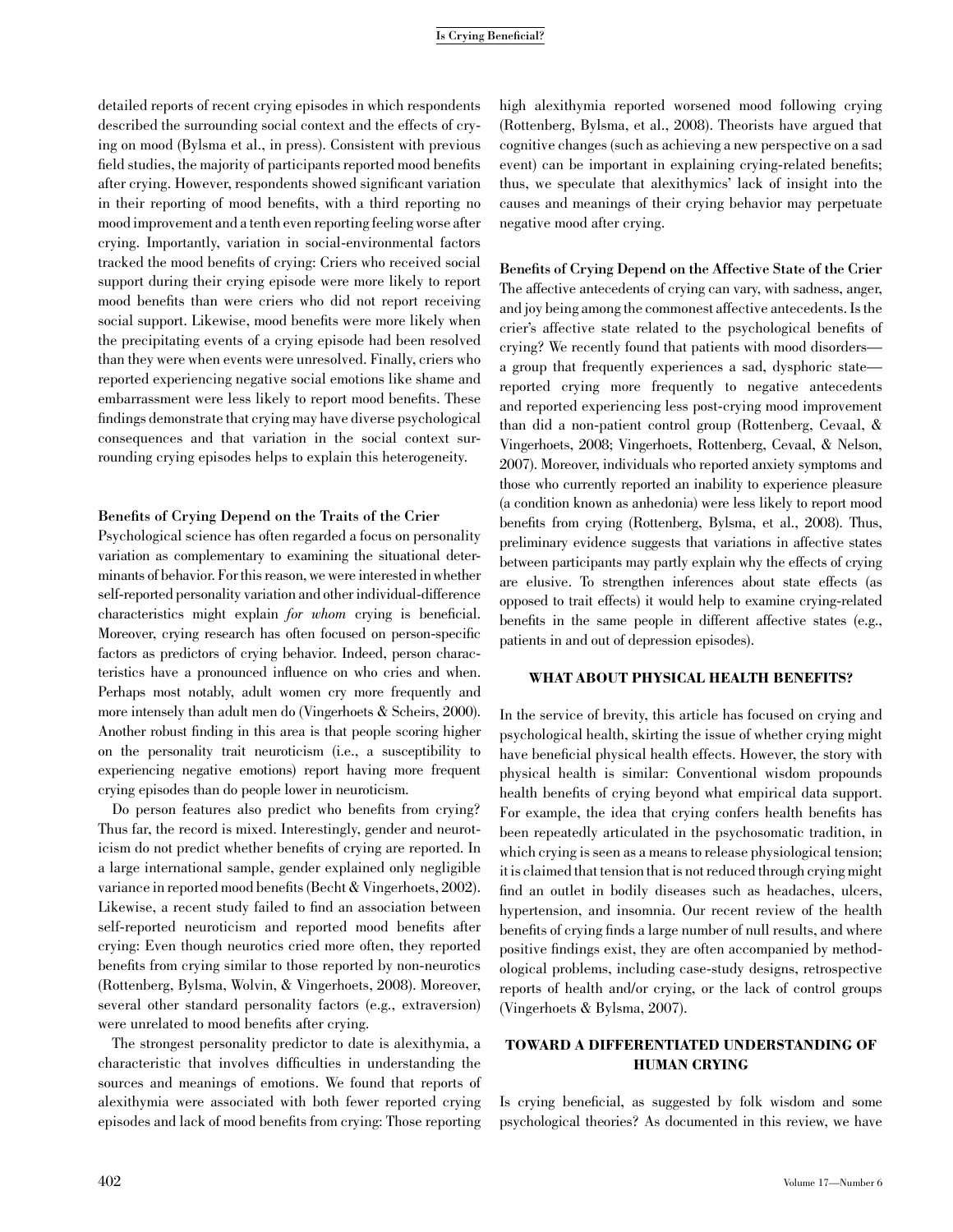detailed reports of recent crying episodes in which respondents described the surrounding social context and the effects of crying on mood (Bylsma et al., in press). Consistent with previous field studies, the majority of participants reported mood benefits after crying. However, respondents showed significant variation in their reporting of mood benefits, with a third reporting no mood improvement and a tenth even reporting feeling worse after crying. Importantly, variation in social-environmental factors tracked the mood benefits of crying: Criers who received social support during their crying episode were more likely to report mood benefits than were criers who did not report receiving social support. Likewise, mood benefits were more likely when the precipitating events of a crying episode had been resolved than they were when events were unresolved. Finally, criers who reported experiencing negative social emotions like shame and embarrassment were less likely to report mood benefits. These findings demonstrate that crying may have diverse psychological consequences and that variation in the social context surrounding crying episodes helps to explain this heterogeneity.

### Benefits of Crying Depend on the Traits of the Crier

Psychological science has often regarded a focus on personality variation as complementary to examining the situational determinants of behavior. For this reason, we were interested in whether self-reported personality variation and other individual-difference characteristics might explain *for whom* crying is beneficial. Moreover, crying research has often focused on person-specific factors as predictors of crying behavior. Indeed, person characteristics have a pronounced influence on who cries and when. Perhaps most notably, adult women cry more frequently and more intensely than adult men do (Vingerhoets & Scheirs, 2000). Another robust finding in this area is that people scoring higher on the personality trait neuroticism (i.e., a susceptibility to experiencing negative emotions) report having more frequent crying episodes than do people lower in neuroticism.

Do person features also predict who benefits from crying? Thus far, the record is mixed. Interestingly, gender and neuroticism do not predict whether benefits of crying are reported. In a large international sample, gender explained only negligible variance in reported mood benefits (Becht & Vingerhoets, 2002). Likewise, a recent study failed to find an association between self-reported neuroticism and reported mood benefits after crying: Even though neurotics cried more often, they reported benefits from crying similar to those reported by non-neurotics (Rottenberg, Bylsma, Wolvin, & Vingerhoets, 2008). Moreover, several other standard personality factors (e.g., extraversion) were unrelated to mood benefits after crying.

The strongest personality predictor to date is alexithymia, a characteristic that involves difficulties in understanding the sources and meanings of emotions. We found that reports of alexithymia were associated with both fewer reported crying episodes and lack of mood benefits from crying: Those reporting high alexithymia reported worsened mood following crying (Rottenberg, Bylsma, et al., 2008). Theorists have argued that cognitive changes (such as achieving a new perspective on a sad event) can be important in explaining crying-related benefits; thus, we speculate that alexithymics' lack of insight into the causes and meanings of their crying behavior may perpetuate negative mood after crying.

### Benefits of Crying Depend on the Affective State of the Crier

The affective antecedents of crying can vary, with sadness, anger, and joy being among the commonest affective antecedents. Is the crier's affective state related to the psychological benefits of crying? We recently found that patients with mood disorders—a group that frequently experiences a sad, dysphoric state—reported crying more frequently to negative antecedents and reported experiencing less post-crying mood improvement than did a non-patient control group (Rottenberg, Cevaal, & Vingerhoets, 2008; Vingerhoets, Rottenberg, Cevaal, & Nelson, 2007). Moreover, individuals who reported anxiety symptoms and those who currently reported an inability to experience pleasure (a condition known as anhedonia) were less likely to report mood benefits from crying (Rottenberg, Bylsma, et al., 2008). Thus, preliminary evidence suggests that variations in affective states between participants may partly explain why the effects of crying are elusive. To strengthen inferences about state effects (as opposed to trait effects) it would help to examine crying-related benefits in the same people in different affective states (e.g., patients in and out of depression episodes).

## WHAT ABOUT PHYSICAL HEALTH BENEFITS?

In the service of brevity, this article has focused on crying and psychological health, skirting the issue of whether crying might have beneficial physical health effects. However, the story with physical health is similar: Conventional wisdom propounds health benefits of crying beyond what empirical data support. For example, the idea that crying confers health benefits has been repeatedly articulated in the psychosomatic tradition, in which crying is seen as a means to release physiological tension; it is claimed that tension that is not reduced through crying might find an outlet in bodily diseases such as headaches, ulcers, hypertension, and insomnia. Our recent review of the health benefits of crying finds a large number of null results, and where positive findings exist, they are often accompanied by methodological problems, including case-study designs, retrospective reports of health and/or crying, or the lack of control groups (Vingerhoets & Bylsma, 2007).

## TOWARD A DIFFERENTIATED UNDERSTANDING OF HUMAN CRYING

Is crying beneficial, as suggested by folk wisdom and some psychological theories? As documented in this review, we have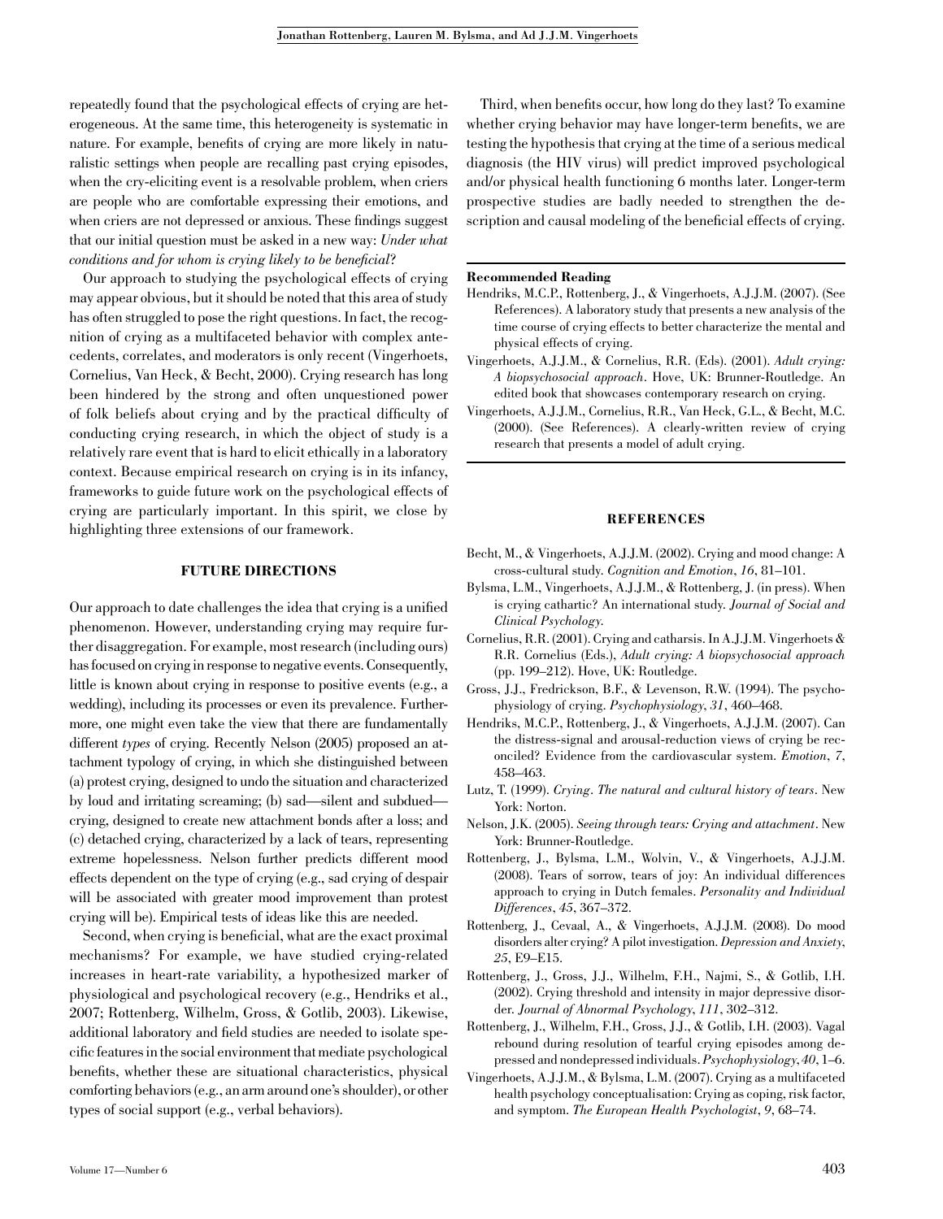repeatedly found that the psychological effects of crying are heterogeneous. At the same time, this heterogeneity is systematic in nature. For example, benefits of crying are more likely in naturalistic settings when people are recalling past crying episodes, when the cry-eliciting event is a resolvable problem, when criers are people who are comfortable expressing their emotions, and when criers are not depressed or anxious. These findings suggest that our initial question must be asked in a new way: *Under what conditions and for whom is crying likely to be beneficial?*

Our approach to studying the psychological effects of crying may appear obvious, but it should be noted that this area of study has often struggled to pose the right questions. In fact, the recognition of crying as a multifaceted behavior with complex antecedents, correlates, and moderators is only recent (Vingerhoets, Cornelius, Van Heck, & Becht, 2000). Crying research has long been hindered by the strong and often unquestioned power of folk beliefs about crying and by the practical difficulty of conducting crying research, in which the object of study is a relatively rare event that is hard to elicit ethically in a laboratory context. Because empirical research on crying is in its infancy, frameworks to guide future work on the psychological effects of crying are particularly important. In this spirit, we close by highlighting three extensions of our framework.

## FUTURE DIRECTIONS

Our approach to date challenges the idea that crying is a unified phenomenon. However, understanding crying may require further disaggregation. For example, most research (including ours) has focused on crying in response to negative events. Consequently, little is known about crying in response to positive events (e.g., a wedding), including its processes or even its prevalence. Furthermore, one might even take the view that there are fundamentally different *types* of crying. Recently Nelson (2005) proposed an attachment typology of crying, in which she distinguished between (a) protest crying, designed to undo the situation and characterized by loud and irritating screaming; (b) sad—silent and subdued—crying, designed to create new attachment bonds after a loss; and (c) detached crying, characterized by a lack of tears, representing extreme hopelessness. Nelson further predicts different mood effects dependent on the type of crying (e.g., sad crying of despair will be associated with greater mood improvement than protest crying will be). Empirical tests of ideas like this are needed.

Second, when crying is beneficial, what are the exact proximal mechanisms? For example, we have studied crying-related increases in heart-rate variability, a hypothesized marker of physiological and psychological recovery (e.g., Hendriks et al., 2007; Rottenberg, Wilhelm, Gross, & Gotlib, 2003). Likewise, additional laboratory and field studies are needed to isolate specific features in the social environment that mediate psychological benefits, whether these are situational characteristics, physical comforting behaviors (e.g., an arm around one's shoulder), or other types of social support (e.g., verbal behaviors).

Third, when benefits occur, how long do they last? To examine whether crying behavior may have longer-term benefits, we are testing the hypothesis that crying at the time of a serious medical diagnosis (the HIV virus) will predict improved psychological and/or physical health functioning 6 months later. Longer-term prospective studies are badly needed to strengthen the description and causal modeling of the beneficial effects of crying.

### Recommended Reading

Hendriks, M.C.P., Rottenberg, J., & Vingerhoets, A.J.J.M. (2007). (See References). A laboratory study that presents a new analysis of the time course of crying effects to better characterize the mental and physical effects of crying.

Vingerhoets, A.J.J.M., & Cornelius, R.R. (Eds). (2001). *Adult crying: A biopsychosocial approach*. Hove, UK: Brunner-Routledge. An edited book that showcases contemporary research on crying.

Vingerhoets, A.J.J.M., Cornelius, R.R., Van Heck, G.L., & Becht, M.C. (2000). (See References). A clearly-written review of crying research that presents a model of adult crying.

## REFERENCES

Becht, M., & Vingerhoets, A.J.J.M. (2002). Crying and mood change: A cross-cultural study. *Cognition and Emotion*, *16*, 81–101.

Bylsma, L.M., Vingerhoets, A.J.J.M., & Rottenberg, J. (in press). When is crying cathartic? An international study. *Journal of Social and Clinical Psychology*.

Cornelius, R.R. (2001). Crying and catharsis. In A.J.J.M. Vingerhoets & R.R. Cornelius (Eds.), *Adult crying: A biopsychosocial approach* (pp. 199–212). Hove, UK: Routledge.

Gross, J.J., Fredrickson, B.F., & Levenson, R.W. (1994). The psychophysiology of crying. *Psychophysiology*, *31*, 460–468.

Hendriks, M.C.P., Rottenberg, J., & Vingerhoets, A.J.J.M. (2007). Can the distress-signal and arousal-reduction views of crying be reconciled? Evidence from the cardiovascular system. *Emotion*, *7*, 458–463.

Lutz, T. (1999). *Crying. The natural and cultural history of tears*. New York: Norton.

Nelson, J.K. (2005). *Seeing through tears: Crying and attachment*. New York: Brunner-Routledge.

Rottenberg, J., Bylsma, L.M., Wolvin, V., & Vingerhoets, A.J.J.M. (2008). Tears of sorrow, tears of joy: An individual differences approach to crying in Dutch females. *Personality and Individual Differences*, *45*, 367–372.

Rottenberg, J., Cevaal, A., & Vingerhoets, A.J.J.M. (2008). Do mood disorders alter crying? A pilot investigation. *Depression and Anxiety*, *25*, E9–E15.

Rottenberg, J., Gross, J.J., Wilhelm, F.H., Najmi, S., & Gotlib, I.H. (2002). Crying threshold and intensity in major depressive disorder. *Journal of Abnormal Psychology*, *111*, 302–312.

Rottenberg, J., Wilhelm, F.H., Gross, J.J., & Gotlib, I.H. (2003). Vagal rebound during resolution of tearful crying episodes among depressed and nondepressed individuals. *Psychophysiology*, *40*, 1–6.

Vingerhoets, A.J.J.M., & Bylsma, L.M. (2007). Crying as a multifaceted health psychology conceptualisation: Crying as coping, risk factor, and symptom. *The European Health Psychologist*, *9*, 68–74.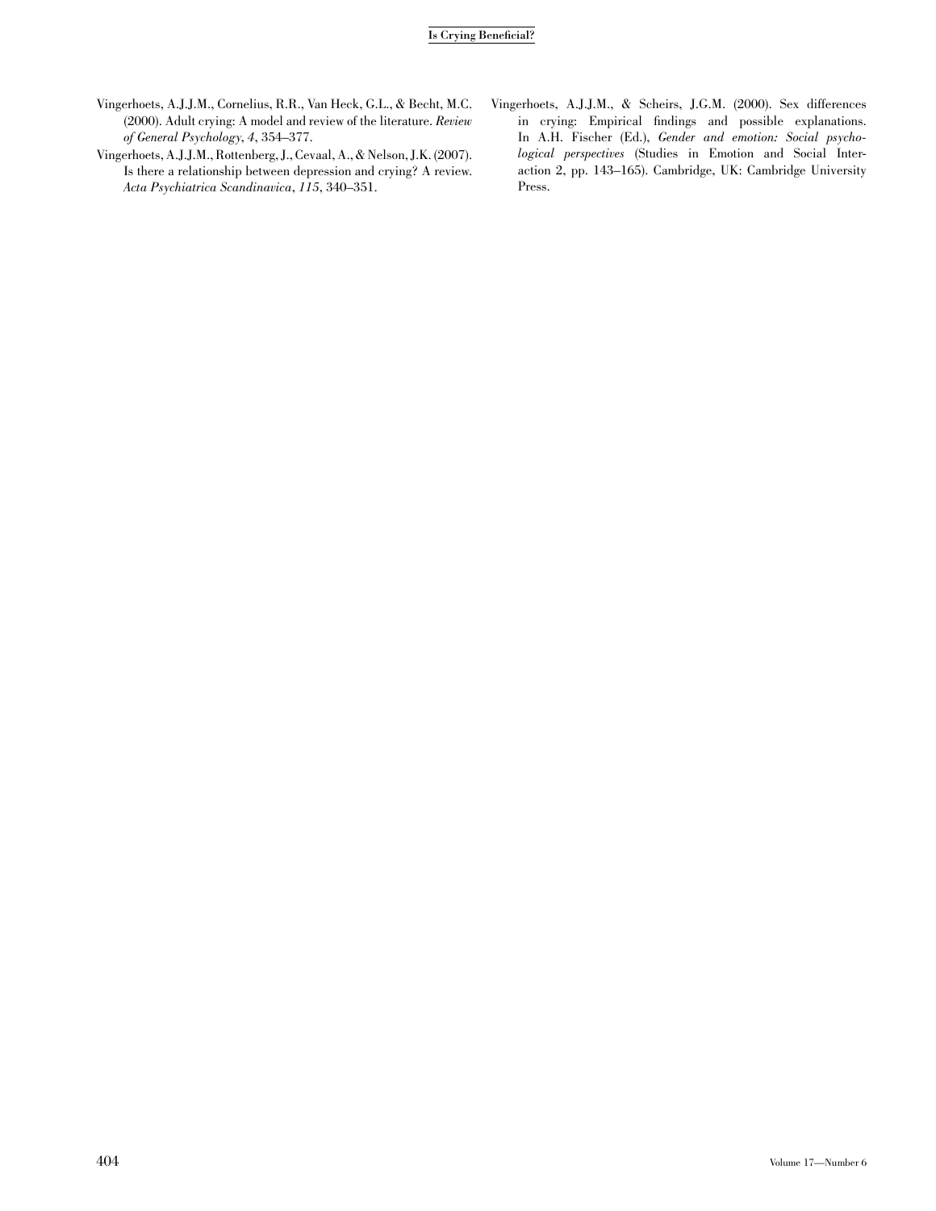Vingerhoets, A.J.J.M., Cornelius, R.R., Van Heck, G.L., & Becht, M.C. (2000). Adult crying: A model and review of the literature. *Review of General Psychology*, *4*, 354–377.

Vingerhoets, A.J.J.M., Rottenberg, J., Cevaal, A., & Nelson, J.K. (2007). Is there a relationship between depression and crying? A review. *Acta Psychiatrica Scandinavica*, *115*, 340–351.

Vingerhoets, A.J.J.M., & Scheirs, J.G.M. (2000). Sex differences in crying: Empirical findings and possible explanations. In A.H. Fischer (Ed.), *Gender and emotion: Social psychological perspectives* (Studies in Emotion and Social Interaction 2, pp. 143–165). Cambridge, UK: Cambridge University Press.